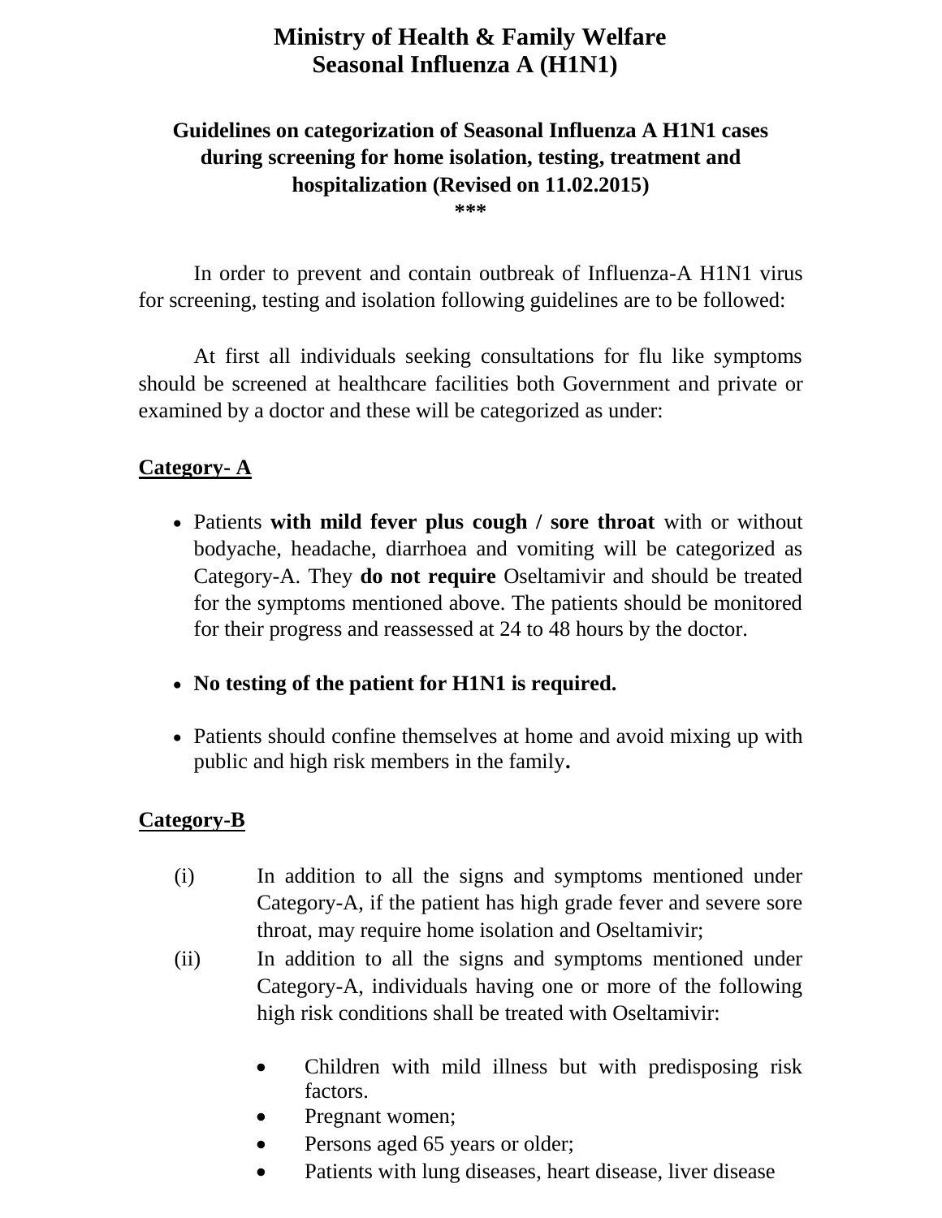# Ministry of Health & Family Welfare
# Seasonal Influenza A (H1N1)

## Guidelines on categorization of Seasonal Influenza A H1N1 cases during screening for home isolation, testing, treatment and hospitalization (Revised on 11.02.2015)

***

In order to prevent and contain outbreak of Influenza-A H1N1 virus for screening, testing and isolation following guidelines are to be followed:

At first all individuals seeking consultations for flu like symptoms should be screened at healthcare facilities both Government and private or examined by a doctor and these will be categorized as under:

### Category- A

- Patients **with mild fever plus cough / sore throat** with or without bodyache, headache, diarrhoea and vomiting will be categorized as Category-A. They **do not require** Oseltamivir and should be treated for the symptoms mentioned above. The patients should be monitored for their progress and reassessed at 24 to 48 hours by the doctor.
- **No testing of the patient for H1N1 is required.**
- Patients should confine themselves at home and avoid mixing up with public and high risk members in the family**.**

### Category-B

(i) In addition to all the signs and symptoms mentioned under Category-A, if the patient has high grade fever and severe sore throat, may require home isolation and Oseltamivir;

(ii) In addition to all the signs and symptoms mentioned under Category-A, individuals having one or more of the following high risk conditions shall be treated with Oseltamivir:

- Children with mild illness but with predisposing risk factors.
- Pregnant women;
- Persons aged 65 years or older;
- Patients with lung diseases, heart disease, liver disease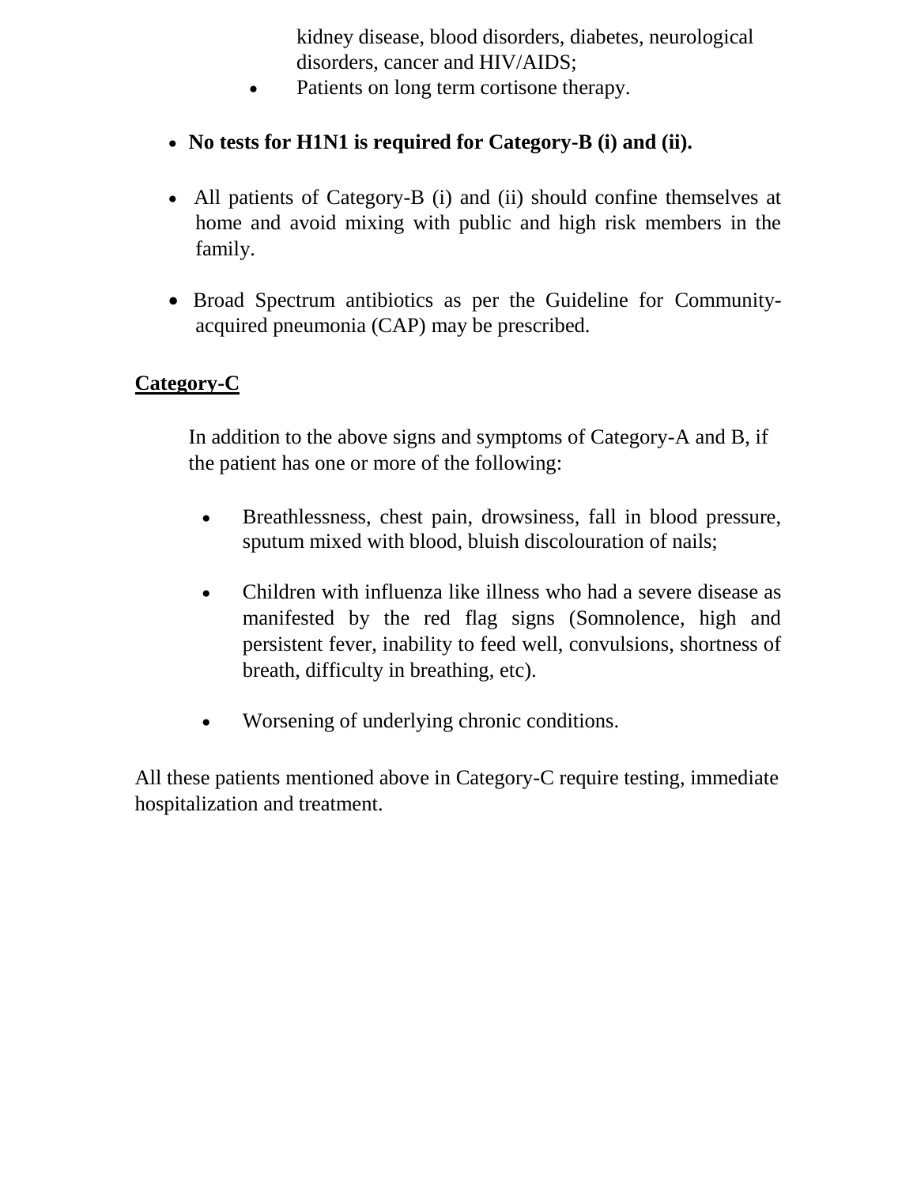kidney disease, blood disorders, diabetes, neurological disorders, cancer and HIV/AIDS;
- Patients on long term cortisone therapy.

- **No tests for H1N1 is required for Category-B (i) and (ii).**

- All patients of Category-B (i) and (ii) should confine themselves at home and avoid mixing with public and high risk members in the family.

- Broad Spectrum antibiotics as per the Guideline for Community-acquired pneumonia (CAP) may be prescribed.

## Category-C

In addition to the above signs and symptoms of Category-A and B, if the patient has one or more of the following:

- Breathlessness, chest pain, drowsiness, fall in blood pressure, sputum mixed with blood, bluish discolouration of nails;

- Children with influenza like illness who had a severe disease as manifested by the red flag signs (Somnolence, high and persistent fever, inability to feed well, convulsions, shortness of breath, difficulty in breathing, etc).

- Worsening of underlying chronic conditions.

All these patients mentioned above in Category-C require testing, immediate hospitalization and treatment.